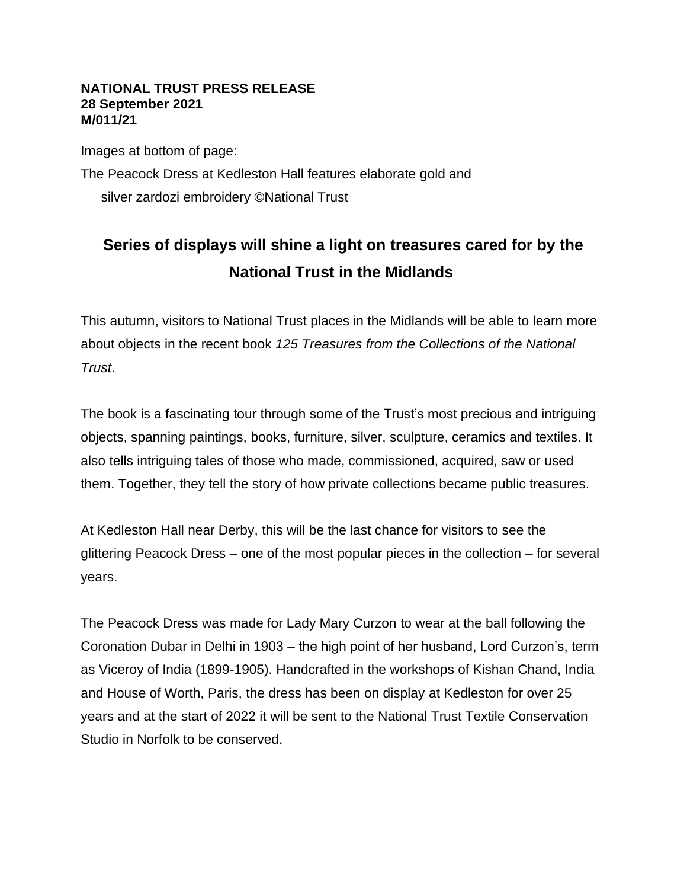**NATIONAL TRUST PRESS RELEASE**
**28 September 2021**
**M/011/21**

Images at bottom of page:

The Peacock Dress at Kedleston Hall features elaborate gold and silver zardozi embroidery ©National Trust

## Series of displays will shine a light on treasures cared for by the National Trust in the Midlands

This autumn, visitors to National Trust places in the Midlands will be able to learn more about objects in the recent book *125 Treasures from the Collections of the National Trust*.

The book is a fascinating tour through some of the Trust's most precious and intriguing objects, spanning paintings, books, furniture, silver, sculpture, ceramics and textiles. It also tells intriguing tales of those who made, commissioned, acquired, saw or used them. Together, they tell the story of how private collections became public treasures.

At Kedleston Hall near Derby, this will be the last chance for visitors to see the glittering Peacock Dress – one of the most popular pieces in the collection – for several years.

The Peacock Dress was made for Lady Mary Curzon to wear at the ball following the Coronation Dubar in Delhi in 1903 – the high point of her husband, Lord Curzon's, term as Viceroy of India (1899-1905). Handcrafted in the workshops of Kishan Chand, India and House of Worth, Paris, the dress has been on display at Kedleston for over 25 years and at the start of 2022 it will be sent to the National Trust Textile Conservation Studio in Norfolk to be conserved.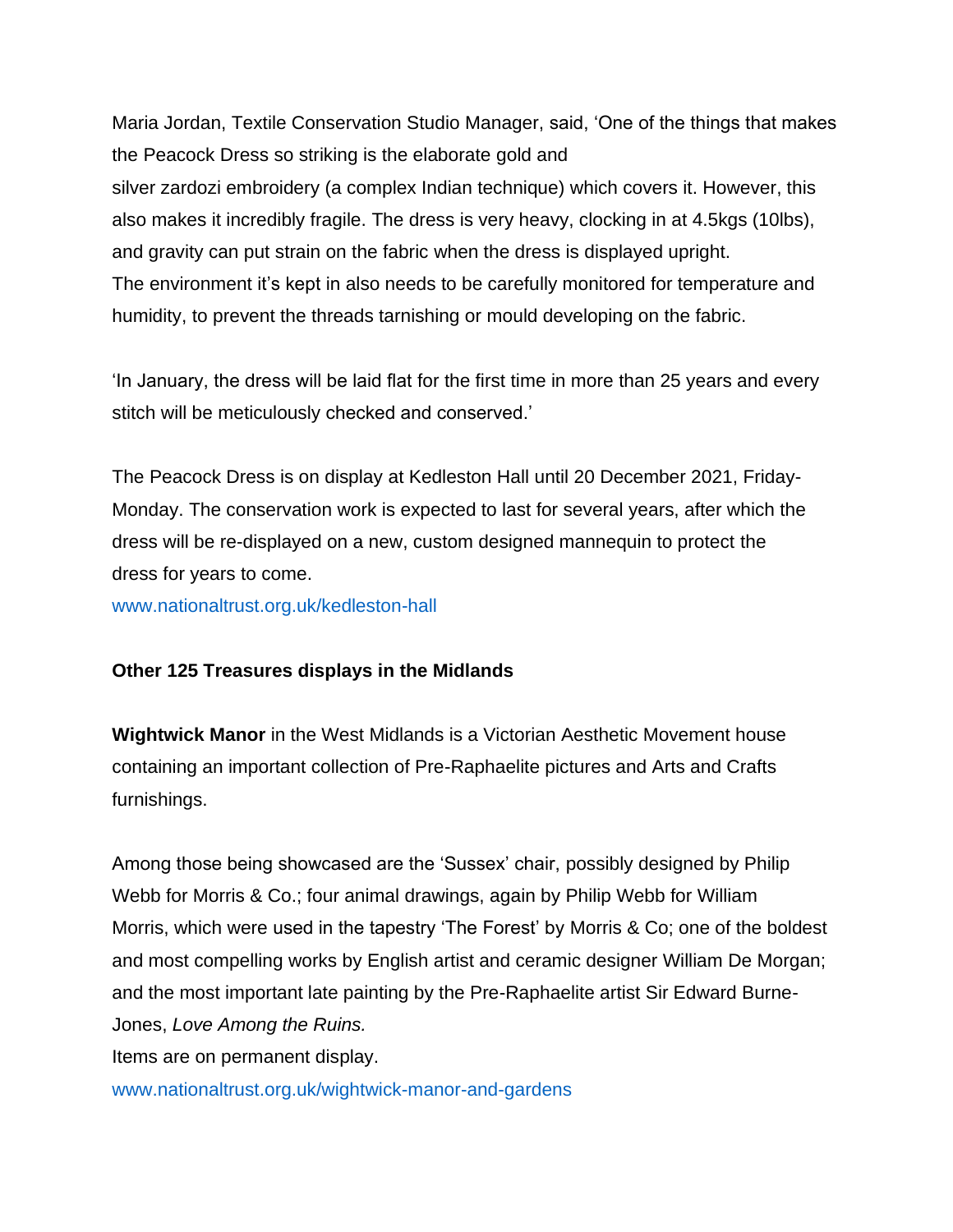Maria Jordan, Textile Conservation Studio Manager, said, 'One of the things that makes the Peacock Dress so striking is the elaborate gold and silver zardozi embroidery (a complex Indian technique) which covers it. However, this also makes it incredibly fragile. The dress is very heavy, clocking in at 4.5kgs (10lbs), and gravity can put strain on the fabric when the dress is displayed upright. The environment it's kept in also needs to be carefully monitored for temperature and humidity, to prevent the threads tarnishing or mould developing on the fabric.

'In January, the dress will be laid flat for the first time in more than 25 years and every stitch will be meticulously checked and conserved.'

The Peacock Dress is on display at Kedleston Hall until 20 December 2021, Friday-Monday. The conservation work is expected to last for several years, after which the dress will be re-displayed on a new, custom designed mannequin to protect the dress for years to come.
www.nationaltrust.org.uk/kedleston-hall

**Other 125 Treasures displays in the Midlands**

**Wightwick Manor** in the West Midlands is a Victorian Aesthetic Movement house containing an important collection of Pre-Raphaelite pictures and Arts and Crafts furnishings.

Among those being showcased are the 'Sussex' chair, possibly designed by Philip Webb for Morris & Co.; four animal drawings, again by Philip Webb for William Morris, which were used in the tapestry 'The Forest' by Morris & Co; one of the boldest and most compelling works by English artist and ceramic designer William De Morgan; and the most important late painting by the Pre-Raphaelite artist Sir Edward Burne-Jones, *Love Among the Ruins.*
Items are on permanent display.
www.nationaltrust.org.uk/wightwick-manor-and-gardens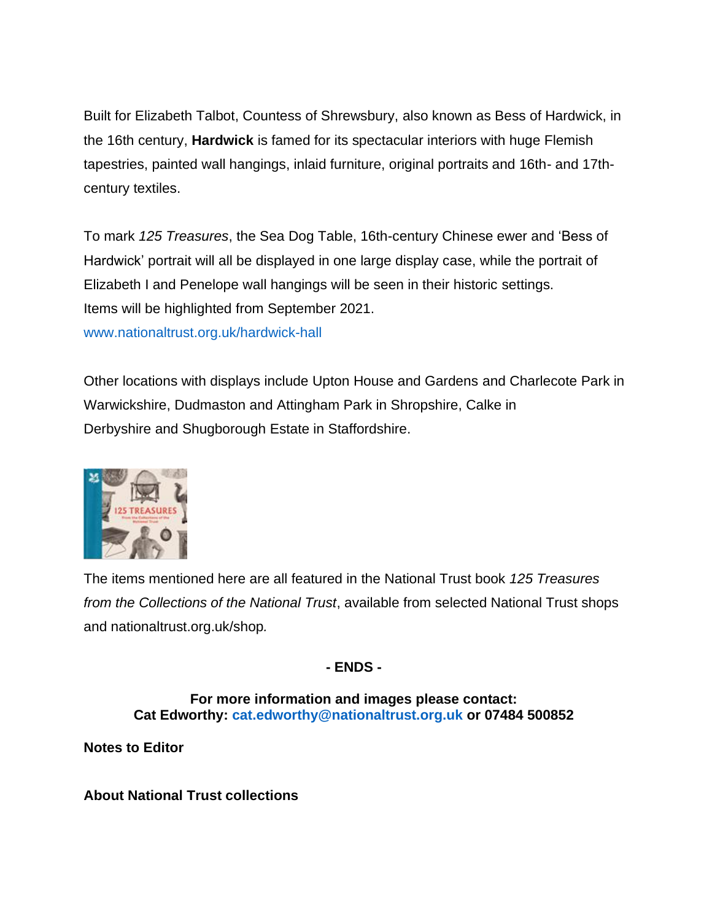Built for Elizabeth Talbot, Countess of Shrewsbury, also known as Bess of Hardwick, in the 16th century, **Hardwick** is famed for its spectacular interiors with huge Flemish tapestries, painted wall hangings, inlaid furniture, original portraits and 16th- and 17th-century textiles.

To mark *125 Treasures*, the Sea Dog Table, 16th-century Chinese ewer and 'Bess of Hardwick' portrait will all be displayed in one large display case, while the portrait of Elizabeth I and Penelope wall hangings will be seen in their historic settings. Items will be highlighted from September 2021.
www.nationaltrust.org.uk/hardwick-hall

Other locations with displays include Upton House and Gardens and Charlecote Park in Warwickshire, Dudmaston and Attingham Park in Shropshire, Calke in Derbyshire and Shugborough Estate in Staffordshire.

The items mentioned here are all featured in the National Trust book *125 Treasures from the Collections of the National Trust*, available from selected National Trust shops and nationaltrust.org.uk/shop*.*

**- ENDS -**

**For more information and images please contact:**
**Cat Edworthy: cat.edworthy@nationaltrust.org.uk or 07484 500852**

**Notes to Editor**

**About National Trust collections**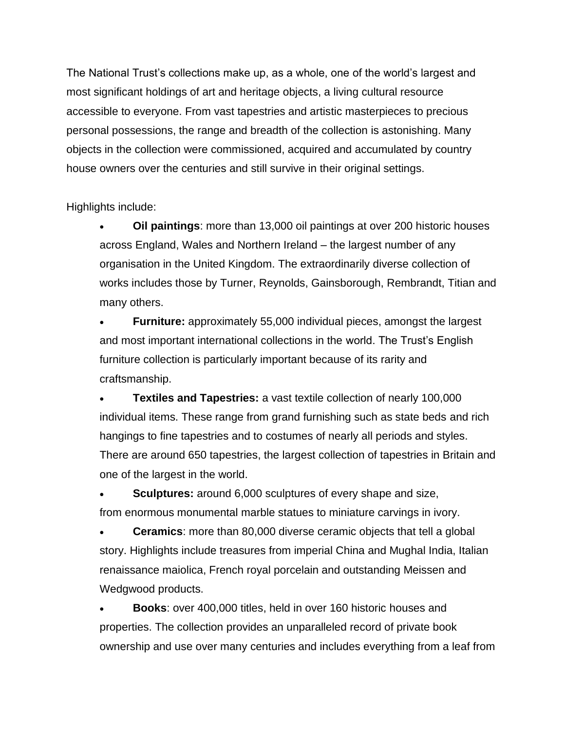The National Trust's collections make up, as a whole, one of the world's largest and most significant holdings of art and heritage objects, a living cultural resource accessible to everyone. From vast tapestries and artistic masterpieces to precious personal possessions, the range and breadth of the collection is astonishing. Many objects in the collection were commissioned, acquired and accumulated by country house owners over the centuries and still survive in their original settings.

Highlights include:

- **Oil paintings**: more than 13,000 oil paintings at over 200 historic houses across England, Wales and Northern Ireland – the largest number of any organisation in the United Kingdom. The extraordinarily diverse collection of works includes those by Turner, Reynolds, Gainsborough, Rembrandt, Titian and many others.
- **Furniture:** approximately 55,000 individual pieces, amongst the largest and most important international collections in the world. The Trust's English furniture collection is particularly important because of its rarity and craftsmanship.
- **Textiles and Tapestries:** a vast textile collection of nearly 100,000 individual items. These range from grand furnishing such as state beds and rich hangings to fine tapestries and to costumes of nearly all periods and styles. There are around 650 tapestries, the largest collection of tapestries in Britain and one of the largest in the world.
- **Sculptures:** around 6,000 sculptures of every shape and size, from enormous monumental marble statues to miniature carvings in ivory.
- **Ceramics**: more than 80,000 diverse ceramic objects that tell a global story. Highlights include treasures from imperial China and Mughal India, Italian renaissance maiolica, French royal porcelain and outstanding Meissen and Wedgwood products.
- **Books**: over 400,000 titles, held in over 160 historic houses and properties. The collection provides an unparalleled record of private book ownership and use over many centuries and includes everything from a leaf from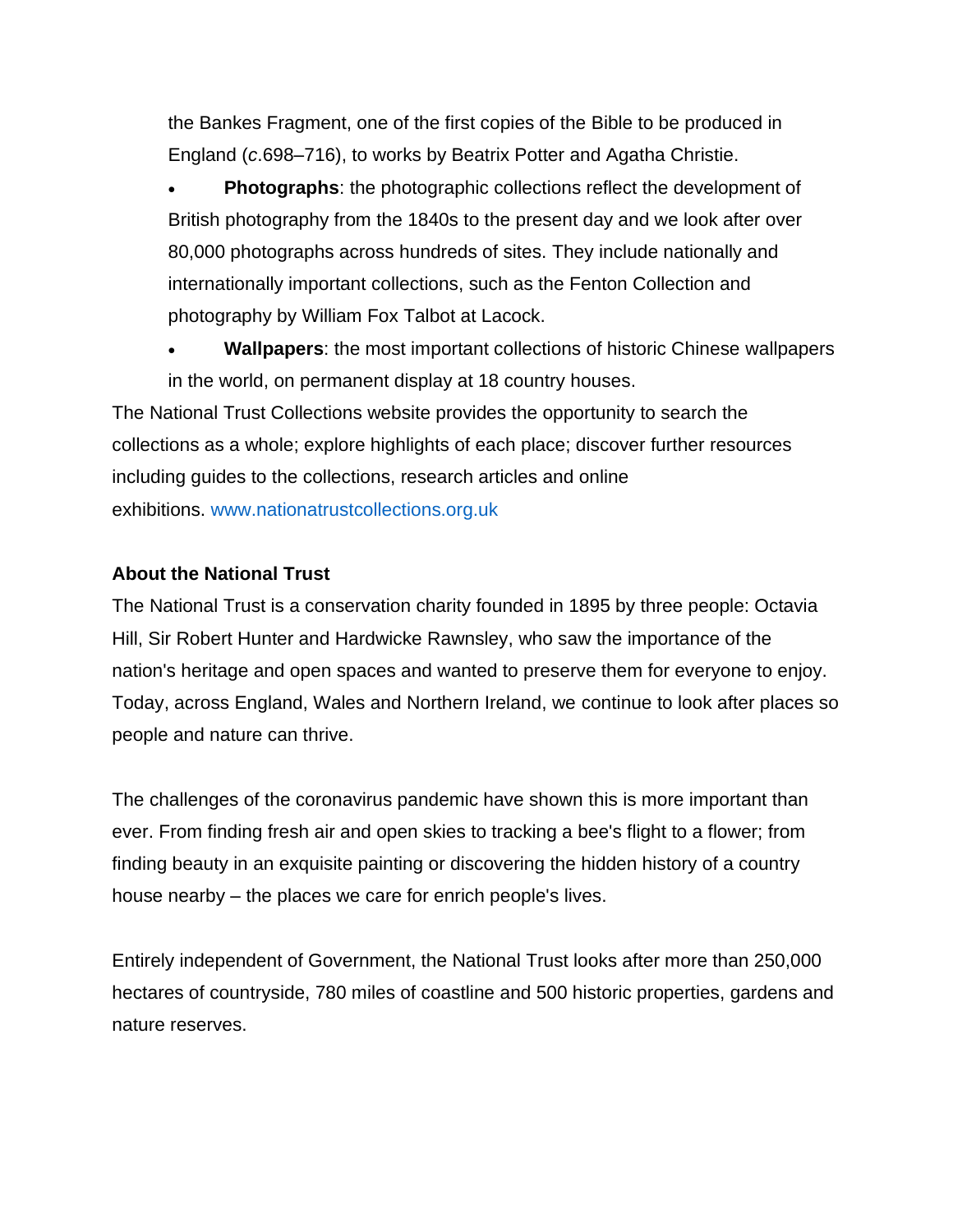the Bankes Fragment, one of the first copies of the Bible to be produced in England (*c*.698–716), to works by Beatrix Potter and Agatha Christie.

- **Photographs**: the photographic collections reflect the development of British photography from the 1840s to the present day and we look after over 80,000 photographs across hundreds of sites. They include nationally and internationally important collections, such as the Fenton Collection and photography by William Fox Talbot at Lacock.
- **Wallpapers**: the most important collections of historic Chinese wallpapers in the world, on permanent display at 18 country houses.

The National Trust Collections website provides the opportunity to search the collections as a whole; explore highlights of each place; discover further resources including guides to the collections, research articles and online exhibitions. www.nationatrustcollections.org.uk

**About the National Trust**

The National Trust is a conservation charity founded in 1895 by three people: Octavia Hill, Sir Robert Hunter and Hardwicke Rawnsley, who saw the importance of the nation's heritage and open spaces and wanted to preserve them for everyone to enjoy. Today, across England, Wales and Northern Ireland, we continue to look after places so people and nature can thrive.

The challenges of the coronavirus pandemic have shown this is more important than ever. From finding fresh air and open skies to tracking a bee's flight to a flower; from finding beauty in an exquisite painting or discovering the hidden history of a country house nearby – the places we care for enrich people's lives.

Entirely independent of Government, the National Trust looks after more than 250,000 hectares of countryside, 780 miles of coastline and 500 historic properties, gardens and nature reserves.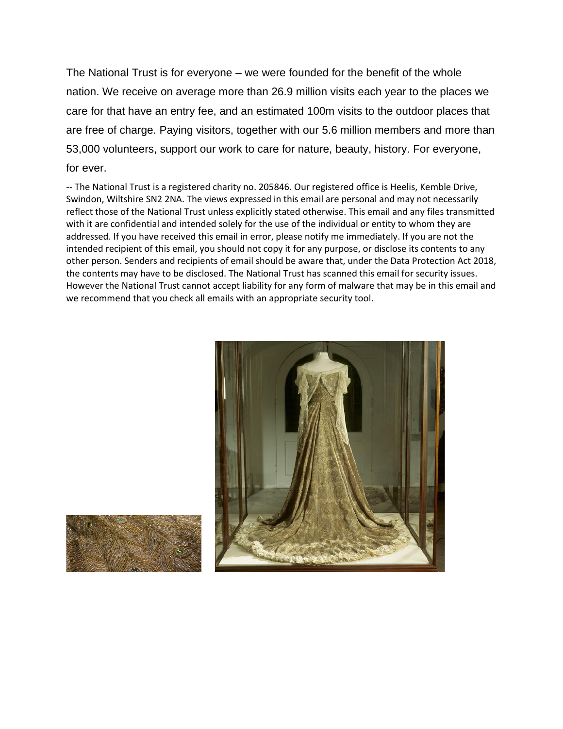The National Trust is for everyone – we were founded for the benefit of the whole nation. We receive on average more than 26.9 million visits each year to the places we care for that have an entry fee, and an estimated 100m visits to the outdoor places that are free of charge. Paying visitors, together with our 5.6 million members and more than 53,000 volunteers, support our work to care for nature, beauty, history. For everyone, for ever.

-- The National Trust is a registered charity no. 205846. Our registered office is Heelis, Kemble Drive, Swindon, Wiltshire SN2 2NA. The views expressed in this email are personal and may not necessarily reflect those of the National Trust unless explicitly stated otherwise. This email and any files transmitted with it are confidential and intended solely for the use of the individual or entity to whom they are addressed. If you have received this email in error, please notify me immediately. If you are not the intended recipient of this email, you should not copy it for any purpose, or disclose its contents to any other person. Senders and recipients of email should be aware that, under the Data Protection Act 2018, the contents may have to be disclosed. The National Trust has scanned this email for security issues. However the National Trust cannot accept liability for any form of malware that may be in this email and we recommend that you check all emails with an appropriate security tool.